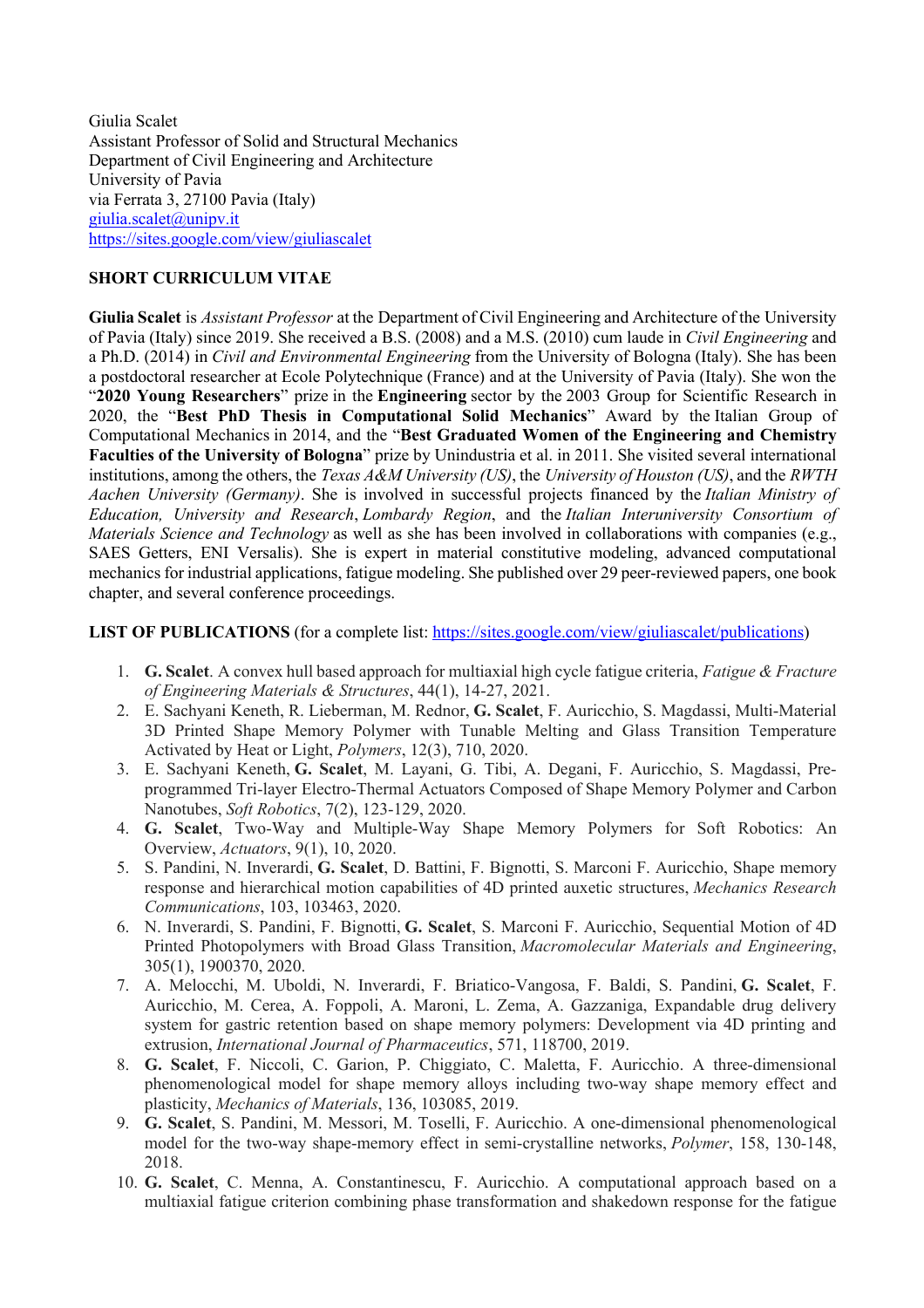Giulia Scalet
Assistant Professor of Solid and Structural Mechanics
Department of Civil Engineering and Architecture
University of Pavia
via Ferrata 3, 27100 Pavia (Italy)
giulia.scalet@unipv.it
https://sites.google.com/view/giuliascalet

**SHORT CURRICULUM VITAE**

**Giulia Scalet** is *Assistant Professor* at the Department of Civil Engineering and Architecture of the University of Pavia (Italy) since 2019. She received a B.S. (2008) and a M.S. (2010) cum laude in *Civil Engineering* and a Ph.D. (2014) in *Civil and Environmental Engineering* from the University of Bologna (Italy). She has been a postdoctoral researcher at Ecole Polytechnique (France) and at the University of Pavia (Italy). She won the "**2020 Young Researchers**" prize in the **Engineering** sector by the 2003 Group for Scientific Research in 2020, the "**Best PhD Thesis in Computational Solid Mechanics**" Award by the Italian Group of Computational Mechanics in 2014, and the "**Best Graduated Women of the Engineering and Chemistry Faculties of the University of Bologna**" prize by Unindustria et al. in 2011. She visited several international institutions, among the others, the *Texas A&M University (US)*, the *University of Houston (US)*, and the *RWTH Aachen University (Germany)*. She is involved in successful projects financed by the *Italian Ministry of Education, University and Research*, *Lombardy Region*, and the *Italian Interuniversity Consortium of Materials Science and Technology* as well as she has been involved in collaborations with companies (e.g., SAES Getters, ENI Versalis). She is expert in material constitutive modeling, advanced computational mechanics for industrial applications, fatigue modeling. She published over 29 peer-reviewed papers, one book chapter, and several conference proceedings.

**LIST OF PUBLICATIONS** (for a complete list: https://sites.google.com/view/giuliascalet/publications)

1. **G. Scalet**. A convex hull based approach for multiaxial high cycle fatigue criteria, *Fatigue & Fracture of Engineering Materials & Structures*, 44(1), 14-27, 2021.
2. E. Sachyani Keneth, R. Lieberman, M. Rednor, **G. Scalet**, F. Auricchio, S. Magdassi, Multi-Material 3D Printed Shape Memory Polymer with Tunable Melting and Glass Transition Temperature Activated by Heat or Light, *Polymers*, 12(3), 710, 2020.
3. E. Sachyani Keneth, **G. Scalet**, M. Layani, G. Tibi, A. Degani, F. Auricchio, S. Magdassi, Pre-programmed Tri-layer Electro-Thermal Actuators Composed of Shape Memory Polymer and Carbon Nanotubes, *Soft Robotics*, 7(2), 123-129, 2020.
4. **G. Scalet**, Two-Way and Multiple-Way Shape Memory Polymers for Soft Robotics: An Overview, *Actuators*, 9(1), 10, 2020.
5. S. Pandini, N. Inverardi, **G. Scalet**, D. Battini, F. Bignotti, S. Marconi F. Auricchio, Shape memory response and hierarchical motion capabilities of 4D printed auxetic structures, *Mechanics Research Communications*, 103, 103463, 2020.
6. N. Inverardi, S. Pandini, F. Bignotti, **G. Scalet**, S. Marconi F. Auricchio, Sequential Motion of 4D Printed Photopolymers with Broad Glass Transition, *Macromolecular Materials and Engineering*, 305(1), 1900370, 2020.
7. A. Melocchi, M. Uboldi, N. Inverardi, F. Briatico-Vangosa, F. Baldi, S. Pandini, **G. Scalet**, F. Auricchio, M. Cerea, A. Foppoli, A. Maroni, L. Zema, A. Gazzaniga, Expandable drug delivery system for gastric retention based on shape memory polymers: Development via 4D printing and extrusion, *International Journal of Pharmaceutics*, 571, 118700, 2019.
8. **G. Scalet**, F. Niccoli, C. Garion, P. Chiggiato, C. Maletta, F. Auricchio. A three-dimensional phenomenological model for shape memory alloys including two-way shape memory effect and plasticity, *Mechanics of Materials*, 136, 103085, 2019.
9. **G. Scalet**, S. Pandini, M. Messori, M. Toselli, F. Auricchio. A one-dimensional phenomenological model for the two-way shape-memory effect in semi-crystalline networks, *Polymer*, 158, 130-148, 2018.
10. **G. Scalet**, C. Menna, A. Constantinescu, F. Auricchio. A computational approach based on a multiaxial fatigue criterion combining phase transformation and shakedown response for the fatigue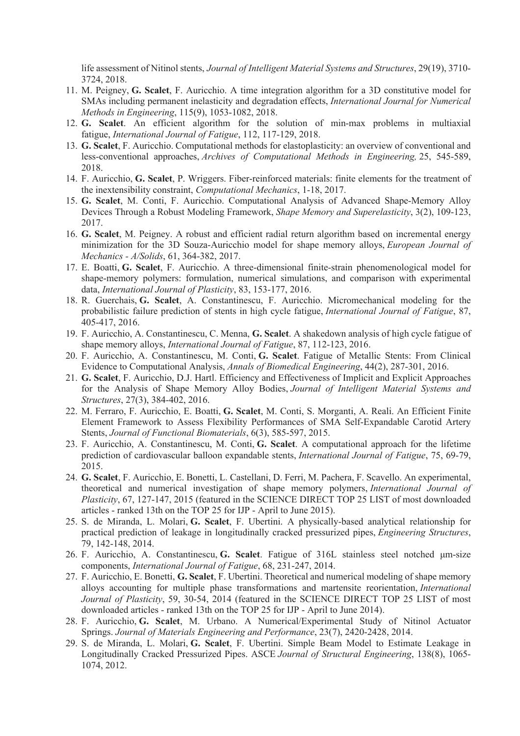life assessment of Nitinol stents, *Journal of Intelligent Material Systems and Structures*, 29(19), 3710-3724, 2018.

11. M. Peigney, **G. Scalet**, F. Auricchio. A time integration algorithm for a 3D constitutive model for SMAs including permanent inelasticity and degradation effects, *International Journal for Numerical Methods in Engineering*, 115(9), 1053-1082, 2018.
12. **G. Scalet**. An efficient algorithm for the solution of min-max problems in multiaxial fatigue, *International Journal of Fatigue*, 112, 117-129, 2018.
13. **G. Scalet**, F. Auricchio. Computational methods for elastoplasticity: an overview of conventional and less-conventional approaches, *Archives of Computational Methods in Engineering,* 25, 545-589, 2018.
14. F. Auricchio, **G. Scalet**, P. Wriggers. Fiber-reinforced materials: finite elements for the treatment of the inextensibility constraint, *Computational Mechanics*, 1-18, 2017.
15. **G. Scalet**, M. Conti, F. Auricchio. Computational Analysis of Advanced Shape-Memory Alloy Devices Through a Robust Modeling Framework, *Shape Memory and Superelasticity*, 3(2), 109-123, 2017.
16. **G. Scalet**, M. Peigney. A robust and efficient radial return algorithm based on incremental energy minimization for the 3D Souza-Auricchio model for shape memory alloys, *European Journal of Mechanics - A/Solids*, 61, 364-382, 2017.
17. E. Boatti, **G. Scalet**, F. Auricchio. A three-dimensional finite-strain phenomenological model for shape-memory polymers: formulation, numerical simulations, and comparison with experimental data, *International Journal of Plasticity*, 83, 153-177, 2016.
18. R. Guerchais, **G. Scalet**, A. Constantinescu, F. Auricchio. Micromechanical modeling for the probabilistic failure prediction of stents in high cycle fatigue, *International Journal of Fatigue*, 87, 405-417, 2016.
19. F. Auricchio, A. Constantinescu, C. Menna, **G. Scalet**. A shakedown analysis of high cycle fatigue of shape memory alloys, *International Journal of Fatigue*, 87, 112-123, 2016.
20. F. Auricchio, A. Constantinescu, M. Conti, **G. Scalet**. Fatigue of Metallic Stents: From Clinical Evidence to Computational Analysis, *Annals of Biomedical Engineering*, 44(2), 287-301, 2016.
21. **G. Scalet**, F. Auricchio, D.J. Hartl. Efficiency and Effectiveness of Implicit and Explicit Approaches for the Analysis of Shape Memory Alloy Bodies, *Journal of Intelligent Material Systems and Structures*, 27(3), 384-402, 2016.
22. M. Ferraro, F. Auricchio, E. Boatti, **G. Scalet**, M. Conti, S. Morganti, A. Reali. An Efficient Finite Element Framework to Assess Flexibility Performances of SMA Self-Expandable Carotid Artery Stents, *Journal of Functional Biomaterials*, 6(3), 585-597, 2015.
23. F. Auricchio, A. Constantinescu, M. Conti, **G. Scalet**. A computational approach for the lifetime prediction of cardiovascular balloon expandable stents, *International Journal of Fatigue*, 75, 69-79, 2015.
24. **G. Scalet**, F. Auricchio, E. Bonetti, L. Castellani, D. Ferri, M. Pachera, F. Scavello. An experimental, theoretical and numerical investigation of shape memory polymers, *International Journal of Plasticity*, 67, 127-147, 2015 (featured in the SCIENCE DIRECT TOP 25 LIST of most downloaded articles - ranked 13th on the TOP 25 for IJP - April to June 2015).
25. S. de Miranda, L. Molari, **G. Scalet**, F. Ubertini. A physically-based analytical relationship for practical prediction of leakage in longitudinally cracked pressurized pipes, *Engineering Structures*, 79, 142-148, 2014.
26. F. Auricchio, A. Constantinescu, **G. Scalet**. Fatigue of 316L stainless steel notched μm-size components, *International Journal of Fatigue*, 68, 231-247, 2014.
27. F. Auricchio, E. Bonetti, **G. Scalet**, F. Ubertini. Theoretical and numerical modeling of shape memory alloys accounting for multiple phase transformations and martensite reorientation, *International Journal of Plasticity*, 59, 30-54, 2014 (featured in the SCIENCE DIRECT TOP 25 LIST of most downloaded articles - ranked 13th on the TOP 25 for IJP - April to June 2014).
28. F. Auricchio, **G. Scalet**, M. Urbano. A Numerical/Experimental Study of Nitinol Actuator Springs. *Journal of Materials Engineering and Performance*, 23(7), 2420-2428, 2014.
29. S. de Miranda, L. Molari, **G. Scalet**, F. Ubertini. Simple Beam Model to Estimate Leakage in Longitudinally Cracked Pressurized Pipes. ASCE *Journal of Structural Engineering*, 138(8), 1065-1074, 2012.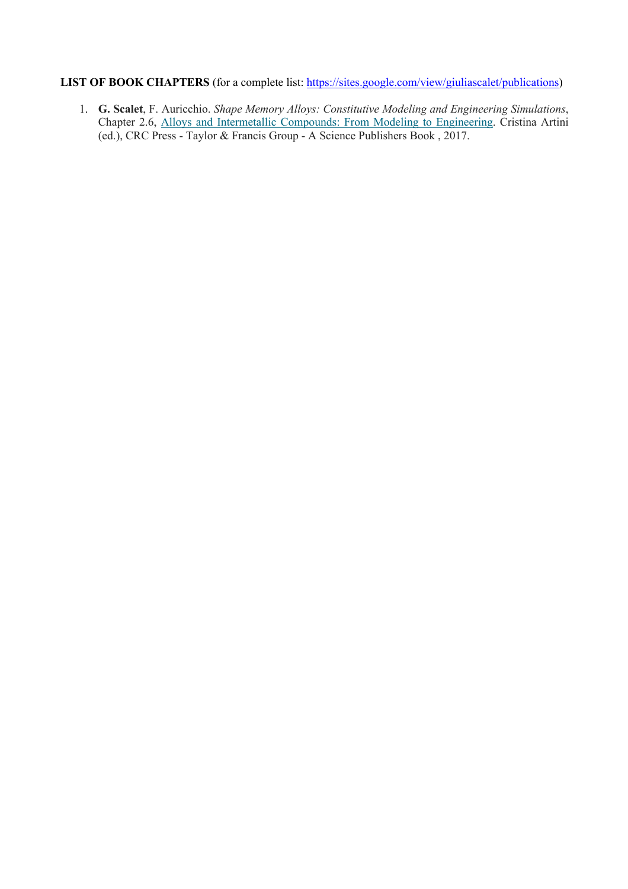**LIST OF BOOK CHAPTERS** (for a complete list: https://sites.google.com/view/giuliascalet/publications)

1. **G. Scalet**, F. Auricchio. *Shape Memory Alloys: Constitutive Modeling and Engineering Simulations*, Chapter 2.6, Alloys and Intermetallic Compounds: From Modeling to Engineering. Cristina Artini (ed.), CRC Press - Taylor & Francis Group - A Science Publishers Book , 2017.